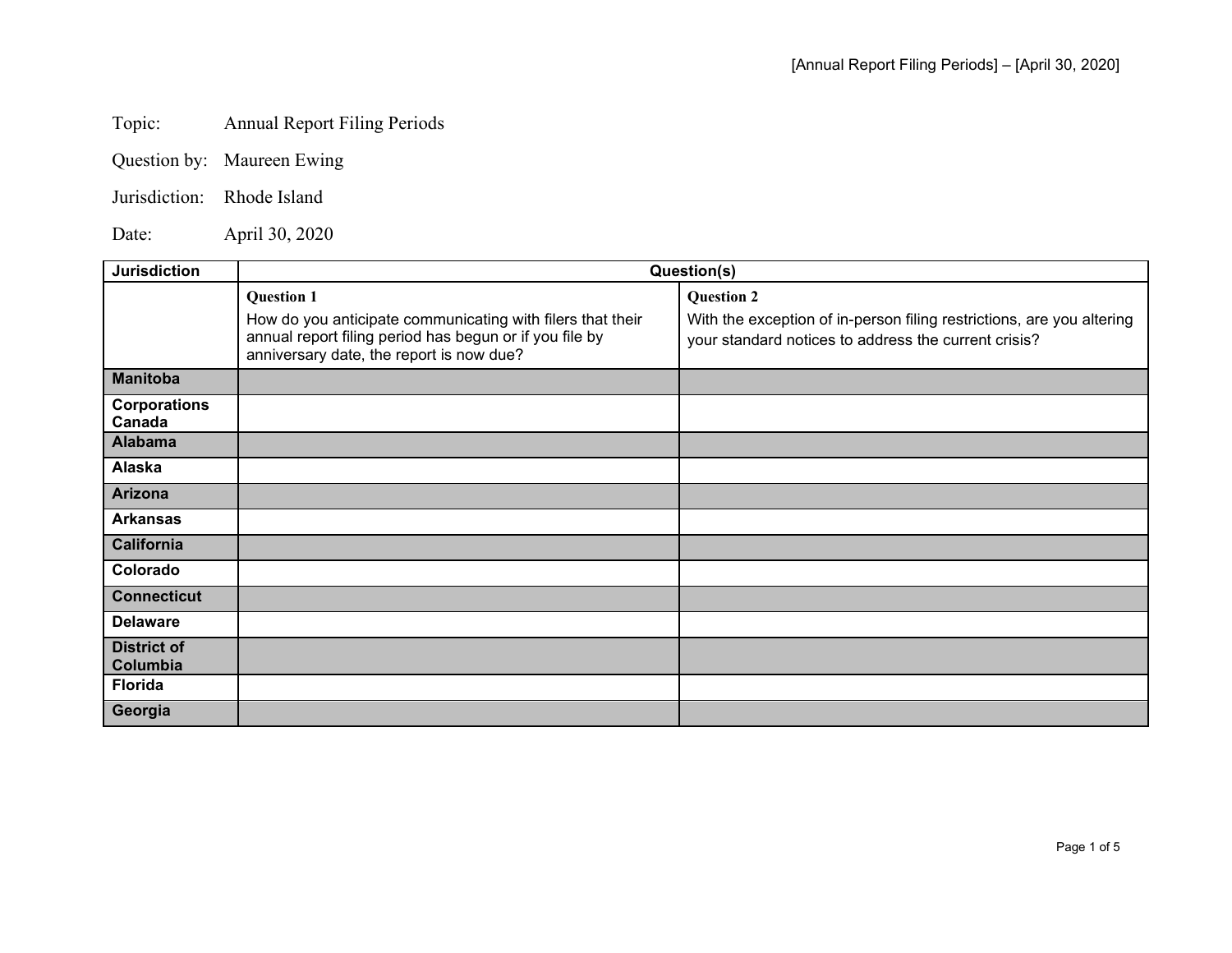Topic: Annual Report Filing Periods

Question by: Maureen Ewing

Jurisdiction: Rhode Island

Date: April 30, 2020

| Jurisdiction | Question(s) | |
|---|---|---|
| | **Question 1**<br>How do you anticipate communicating with filers that their annual report filing period has begun or if you file by anniversary date, the report is now due? | **Question 2**<br>With the exception of in-person filing restrictions, are you altering your standard notices to address the current crisis? |
| **Manitoba** | | |
| **Corporations Canada** | | |
| **Alabama** | | |
| **Alaska** | | |
| **Arizona** | | |
| **Arkansas** | | |
| **California** | | |
| **Colorado** | | |
| **Connecticut** | | |
| **Delaware** | | |
| **District of Columbia** | | |
| **Florida** | | |
| **Georgia** | | |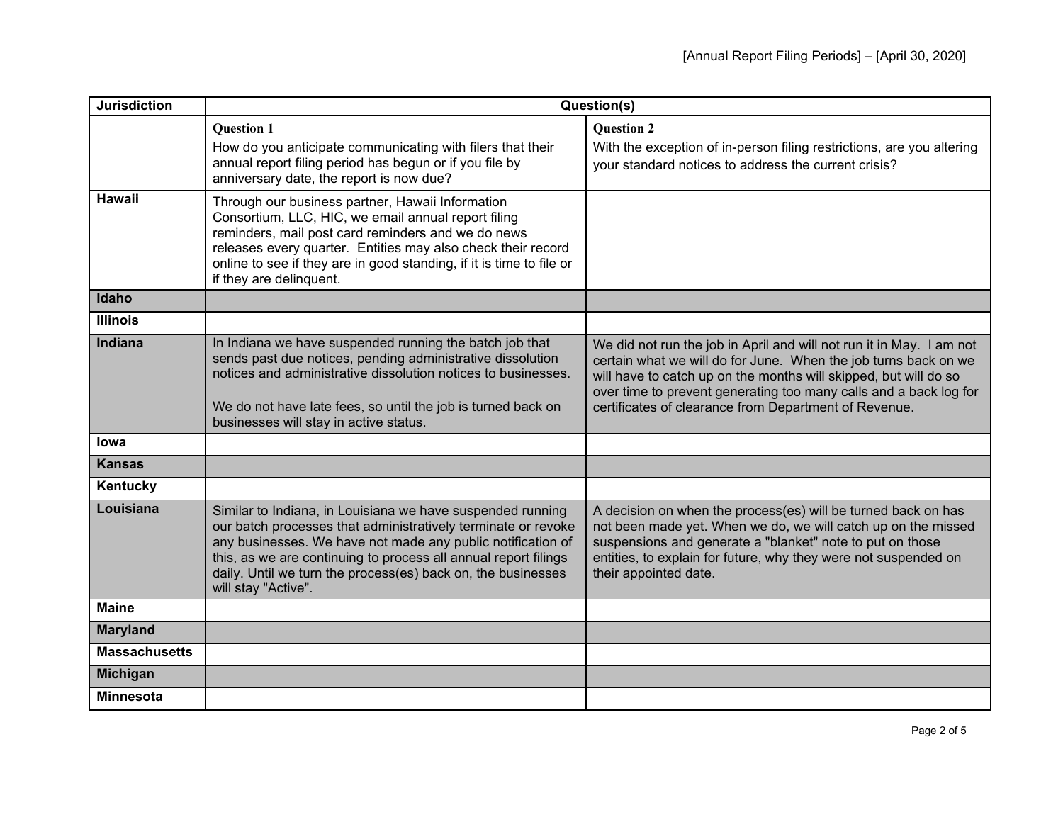| Jurisdiction | Question(s) | |
|---|---|---|
| | **Question 1** How do you anticipate communicating with filers that their annual report filing period has begun or if you file by anniversary date, the report is now due? | **Question 2** With the exception of in-person filing restrictions, are you altering your standard notices to address the current crisis? |
| **Hawaii** | Through our business partner, Hawaii Information Consortium, LLC, HIC, we email annual report filing reminders, mail post card reminders and we do news releases every quarter. Entities may also check their record online to see if they are in good standing, if it is time to file or if they are delinquent. | |
| **Idaho** | | |
| **Illinois** | | |
| **Indiana** | In Indiana we have suspended running the batch job that sends past due notices, pending administrative dissolution notices and administrative dissolution notices to businesses.<br><br>We do not have late fees, so until the job is turned back on businesses will stay in active status. | We did not run the job in April and will not run it in May. I am not certain what we will do for June. When the job turns back on we will have to catch up on the months will skipped, but will do so over time to prevent generating too many calls and a back log for certificates of clearance from Department of Revenue. |
| **Iowa** | | |
| **Kansas** | | |
| **Kentucky** | | |
| **Louisiana** | Similar to Indiana, in Louisiana we have suspended running our batch processes that administratively terminate or revoke any businesses. We have not made any public notification of this, as we are continuing to process all annual report filings daily. Until we turn the process(es) back on, the businesses will stay "Active". | A decision on when the process(es) will be turned back on has not been made yet. When we do, we will catch up on the missed suspensions and generate a "blanket" note to put on those entities, to explain for future, why they were not suspended on their appointed date. |
| **Maine** | | |
| **Maryland** | | |
| **Massachusetts** | | |
| **Michigan** | | |
| **Minnesota** | | |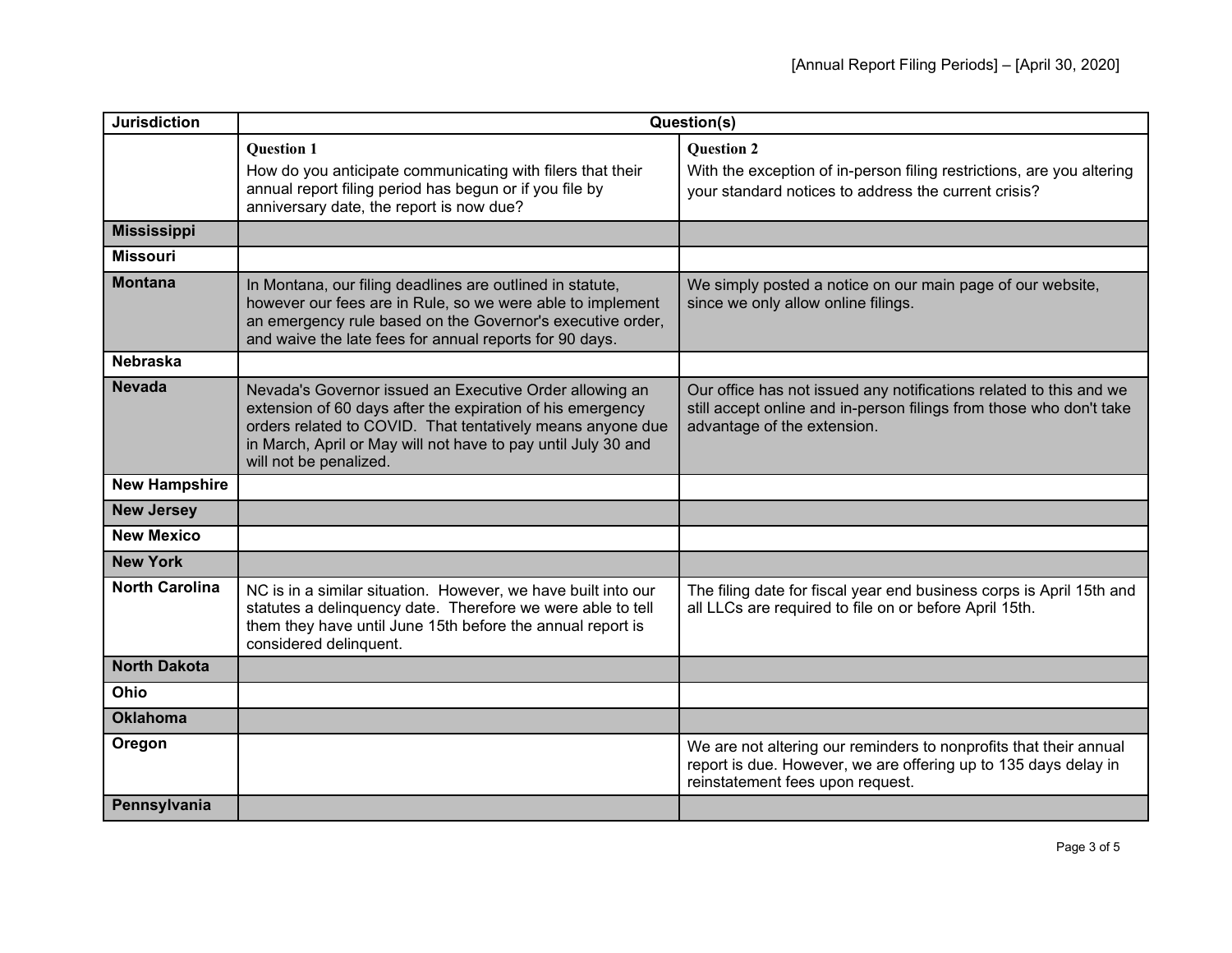| Jurisdiction | Question(s) | |
|---|---|---|
| | **Question 1** How do you anticipate communicating with filers that their annual report filing period has begun or if you file by anniversary date, the report is now due? | **Question 2** With the exception of in-person filing restrictions, are you altering your standard notices to address the current crisis? |
| **Mississippi** | | |
| **Missouri** | | |
| **Montana** | In Montana, our filing deadlines are outlined in statute, however our fees are in Rule, so we were able to implement an emergency rule based on the Governor's executive order, and waive the late fees for annual reports for 90 days. | We simply posted a notice on our main page of our website, since we only allow online filings. |
| **Nebraska** | | |
| **Nevada** | Nevada's Governor issued an Executive Order allowing an extension of 60 days after the expiration of his emergency orders related to COVID. That tentatively means anyone due in March, April or May will not have to pay until July 30 and will not be penalized. | Our office has not issued any notifications related to this and we still accept online and in-person filings from those who don't take advantage of the extension. |
| **New Hampshire** | | |
| **New Jersey** | | |
| **New Mexico** | | |
| **New York** | | |
| **North Carolina** | NC is in a similar situation. However, we have built into our statutes a delinquency date. Therefore we were able to tell them they have until June 15th before the annual report is considered delinquent. | The filing date for fiscal year end business corps is April 15th and all LLCs are required to file on or before April 15th. |
| **North Dakota** | | |
| **Ohio** | | |
| **Oklahoma** | | |
| **Oregon** | | We are not altering our reminders to nonprofits that their annual report is due. However, we are offering up to 135 days delay in reinstatement fees upon request. |
| **Pennsylvania** | | |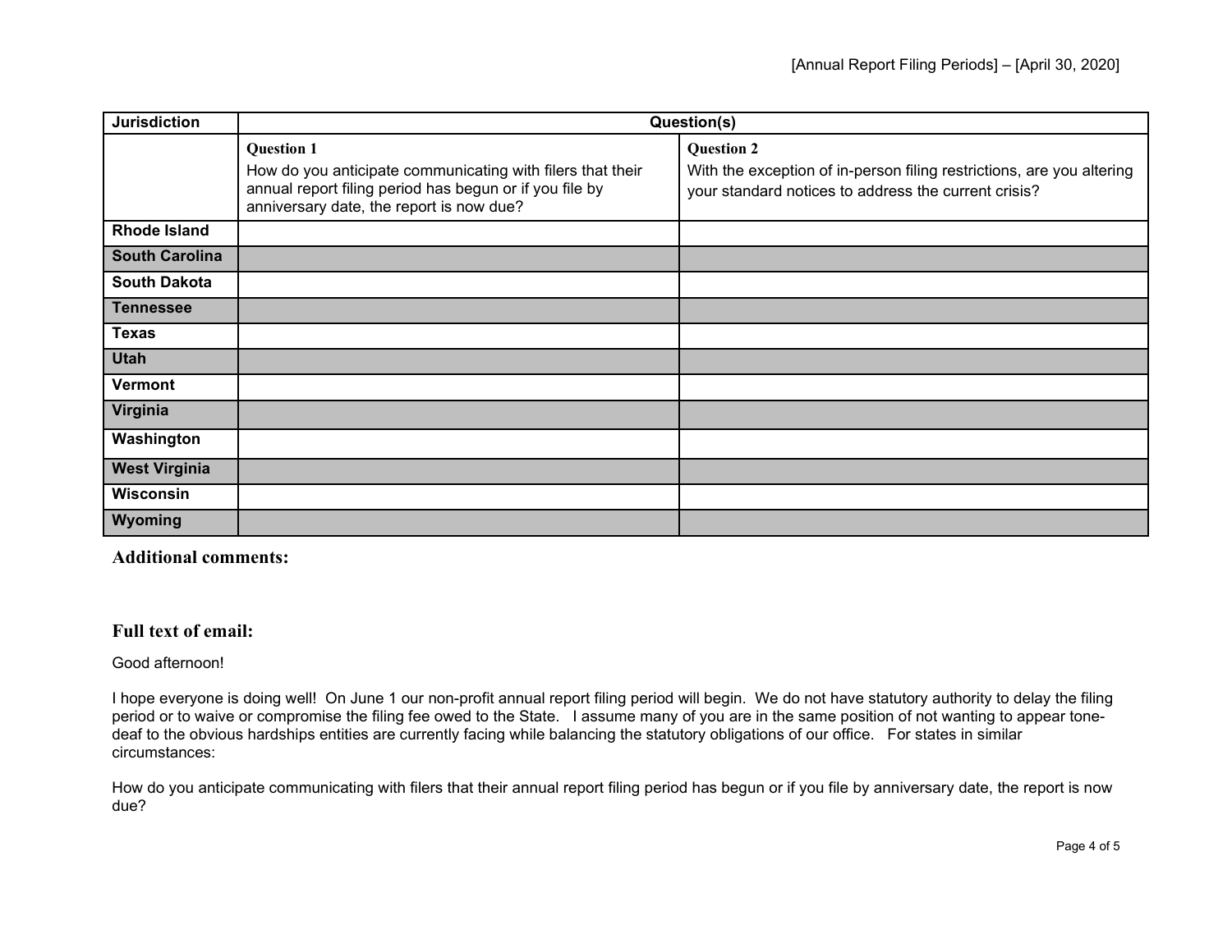| Jurisdiction | Question(s) | |
|---|---|---|
| | **Question 1**<br>How do you anticipate communicating with filers that their annual report filing period has begun or if you file by anniversary date, the report is now due? | **Question 2**<br>With the exception of in-person filing restrictions, are you altering your standard notices to address the current crisis? |
| **Rhode Island** | | |
| **South Carolina** | | |
| **South Dakota** | | |
| **Tennessee** | | |
| **Texas** | | |
| **Utah** | | |
| **Vermont** | | |
| **Virginia** | | |
| **Washington** | | |
| **West Virginia** | | |
| **Wisconsin** | | |
| **Wyoming** | | |

### Additional comments:

### Full text of email:

Good afternoon!

I hope everyone is doing well! On June 1 our non-profit annual report filing period will begin. We do not have statutory authority to delay the filing period or to waive or compromise the filing fee owed to the State. I assume many of you are in the same position of not wanting to appear tone-deaf to the obvious hardships entities are currently facing while balancing the statutory obligations of our office. For states in similar circumstances:

How do you anticipate communicating with filers that their annual report filing period has begun or if you file by anniversary date, the report is now due?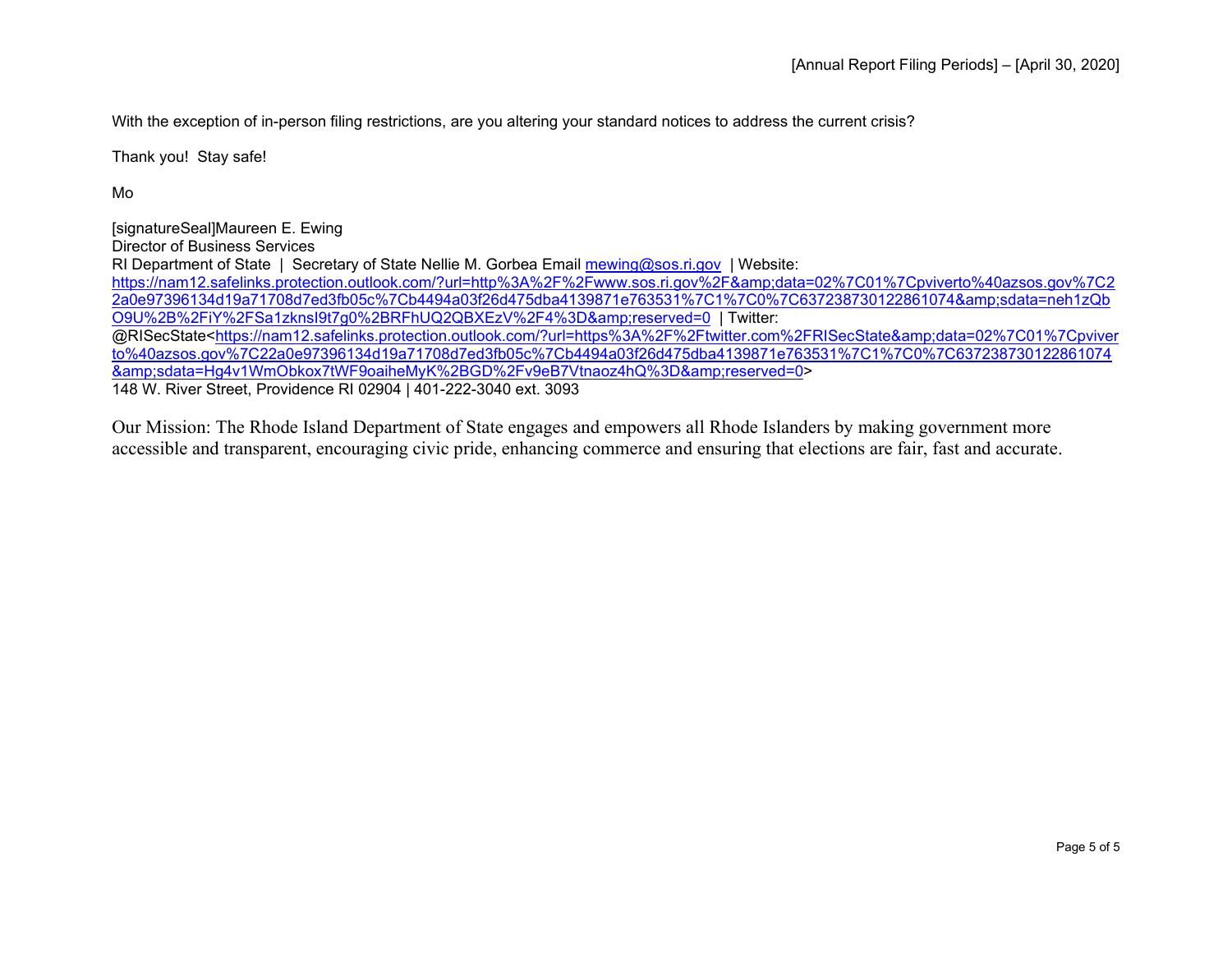With the exception of in-person filing restrictions, are you altering your standard notices to address the current crisis?

Thank you!  Stay safe!

Mo

[signatureSeal]Maureen E. Ewing
Director of Business Services
RI Department of State  |  Secretary of State Nellie M. Gorbea Email mewing@sos.ri.gov  | Website: https://nam12.safelinks.protection.outlook.com/?url=http%3A%2F%2Fwww.sos.ri.gov%2F&amp;data=02%7C01%7Cpviverto%40azsos.gov%7C22a0e97396134d19a71708d7ed3fb05c%7Cb4494a03f26d475dba4139871e763531%7C1%7C0%7C637238730122861074&amp;sdata=neh1zQbO9U%2B%2FiY%2FSa1zknsI9t7g0%2BRFhUQ2QBXEzV%2F4%3D&amp;reserved=0  | Twitter: @RISecState<https://nam12.safelinks.protection.outlook.com/?url=https%3A%2F%2Ftwitter.com%2FRISecState&amp;data=02%7C01%7Cpviverto%40azsos.gov%7C22a0e97396134d19a71708d7ed3fb05c%7Cb4494a03f26d475dba4139871e763531%7C1%7C0%7C637238730122861074&amp;sdata=Hg4v1WmObkox7tWF9oaiheMyK%2BGD%2Fv9eB7Vtnaoz4hQ%3D&amp;reserved=0>
148 W. River Street, Providence RI 02904 | 401-222-3040 ext. 3093

Our Mission: The Rhode Island Department of State engages and empowers all Rhode Islanders by making government more accessible and transparent, encouraging civic pride, enhancing commerce and ensuring that elections are fair, fast and accurate.